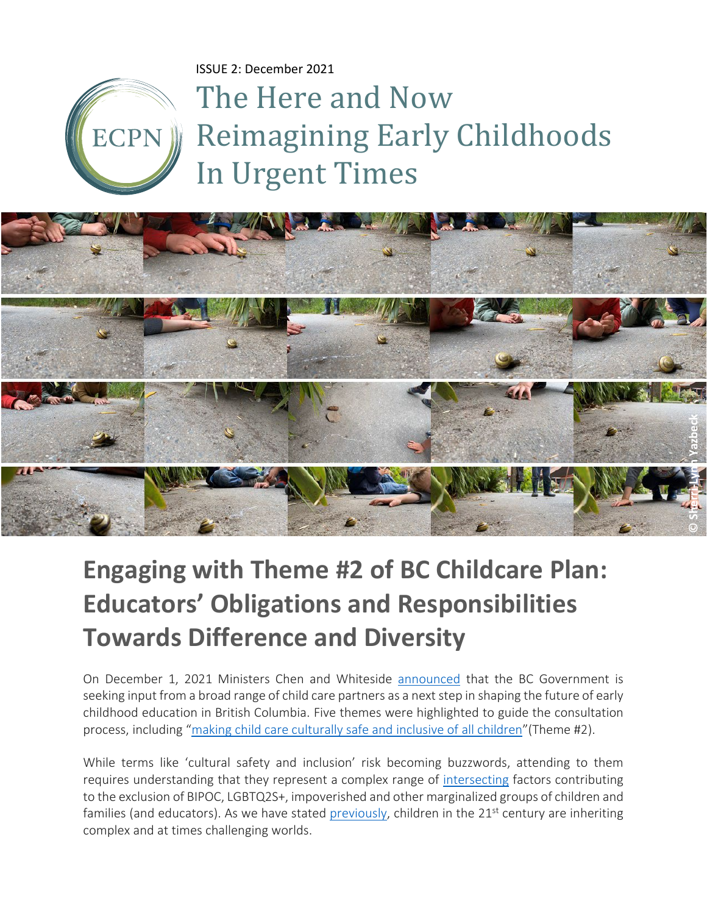ISSUE 2: December 2021

# The Here and Now Reimagining Early Childhoods In Urgent Times

## Engaging with Theme #2 of BC Childcare Plan: Educators' Obligations and Responsibilities Towards Difference and Diversity

On December 1, 2021 Ministers Chen and Whiteside announced that the BC Government is seeking input from a broad range of child care partners as a next step in shaping the future of early childhood education in British Columbia. Five themes were highlighted to guide the consultation process, including "making child care culturally safe and inclusive of all children"(Theme #2).

While terms like 'cultural safety and inclusion' risk becoming buzzwords, attending to them requires understanding that they represent a complex range of intersecting factors contributing to the exclusion of BIPOC, LGBTQ2S+, impoverished and other marginalized groups of children and families (and educators). As we have stated previously, children in the 21st century are inheriting complex and at times challenging worlds.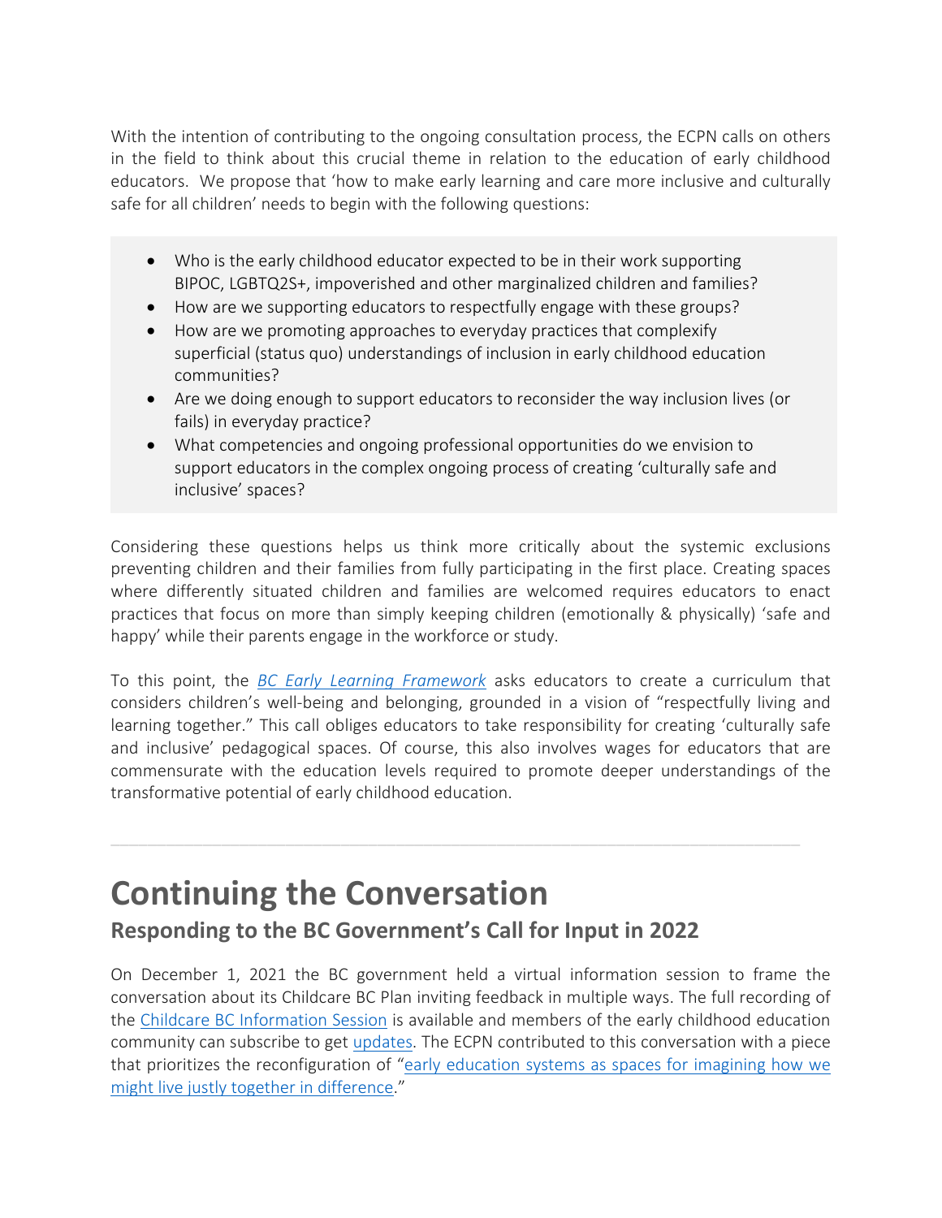With the intention of contributing to the ongoing consultation process, the ECPN calls on others in the field to think about this crucial theme in relation to the education of early childhood educators. We propose that 'how to make early learning and care more inclusive and culturally safe for all children' needs to begin with the following questions:

- Who is the early childhood educator expected to be in their work supporting BIPOC, LGBTQ2S+, impoverished and other marginalized children and families?
- How are we supporting educators to respectfully engage with these groups?
- How are we promoting approaches to everyday practices that complexify superficial (status quo) understandings of inclusion in early childhood education communities?
- Are we doing enough to support educators to reconsider the way inclusion lives (or fails) in everyday practice?
- What competencies and ongoing professional opportunities do we envision to support educators in the complex ongoing process of creating 'culturally safe and inclusive' spaces?

Considering these questions helps us think more critically about the systemic exclusions preventing children and their families from fully participating in the first place. Creating spaces where differently situated children and families are welcomed requires educators to enact practices that focus on more than simply keeping children (emotionally & physically) 'safe and happy' while their parents engage in the workforce or study.

To this point, the *BC Early Learning Framework* asks educators to create a curriculum that considers children's well-being and belonging, grounded in a vision of "respectfully living and learning together." This call obliges educators to take responsibility for creating 'culturally safe and inclusive' pedagogical spaces. Of course, this also involves wages for educators that are commensurate with the education levels required to promote deeper understandings of the transformative potential of early childhood education.

---

# Continuing the Conversation

## Responding to the BC Government's Call for Input in 2022

On December 1, 2021 the BC government held a virtual information session to frame the conversation about its Childcare BC Plan inviting feedback in multiple ways. The full recording of the Childcare BC Information Session is available and members of the early childhood education community can subscribe to get updates. The ECPN contributed to this conversation with a piece that prioritizes the reconfiguration of "early education systems as spaces for imagining how we might live justly together in difference."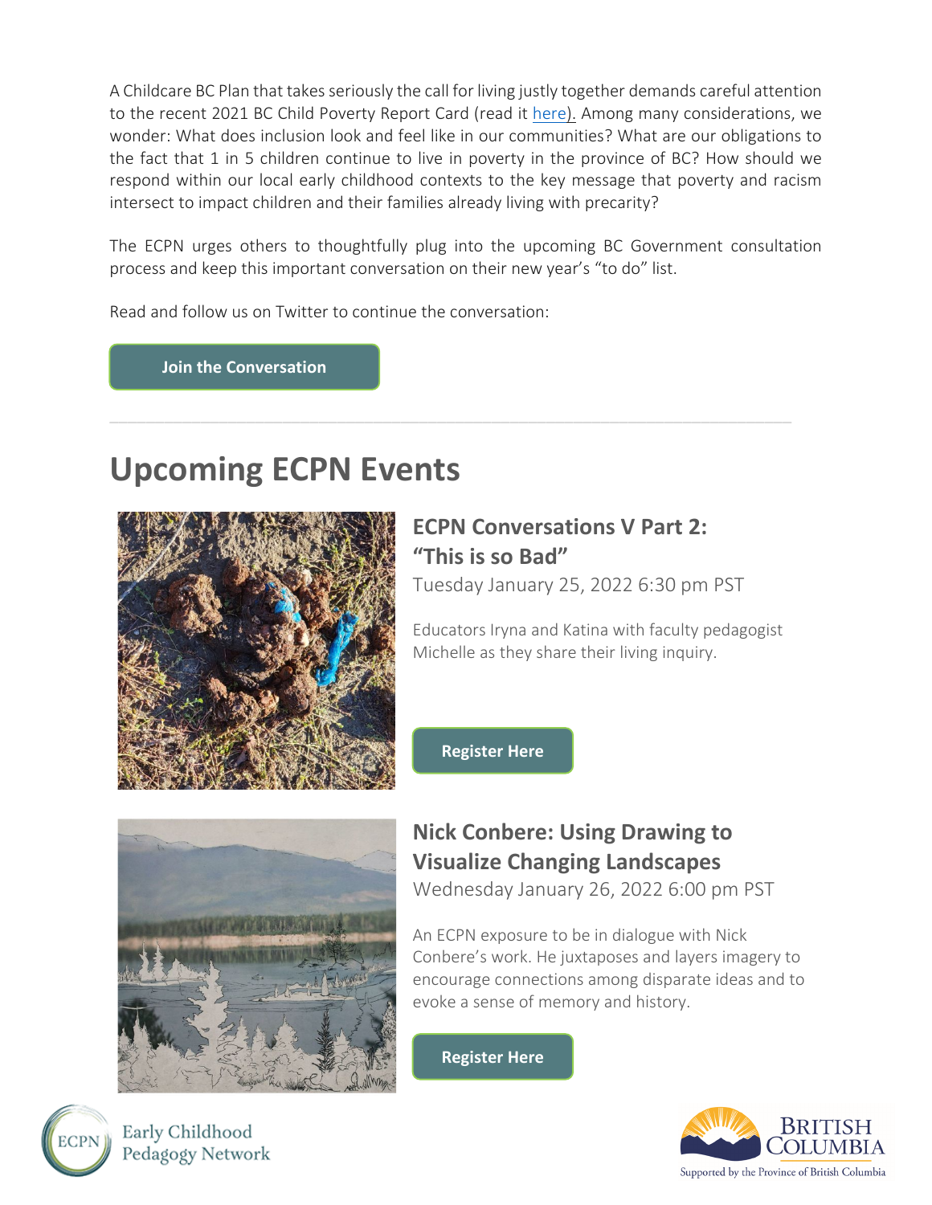A Childcare BC Plan that takes seriously the call for living justly together demands careful attention to the recent 2021 BC Child Poverty Report Card (read it here). Among many considerations, we wonder: What does inclusion look and feel like in our communities? What are our obligations to the fact that 1 in 5 children continue to live in poverty in the province of BC? How should we respond within our local early childhood contexts to the key message that poverty and racism intersect to impact children and their families already living with precarity?

The ECPN urges others to thoughtfully plug into the upcoming BC Government consultation process and keep this important conversation on their new year's "to do" list.

Read and follow us on Twitter to continue the conversation:

**Join the Conversation**

---

# Upcoming ECPN Events

## ECPN Conversations V Part 2: "This is so Bad"

Tuesday January 25, 2022 6:30 pm PST

Educators Iryna and Katina with faculty pedagogist Michelle as they share their living inquiry.

**Register Here**

## Nick Conbere: Using Drawing to Visualize Changing Landscapes

Wednesday January 26, 2022 6:00 pm PST

An ECPN exposure to be in dialogue with Nick Conbere's work. He juxtaposes and layers imagery to encourage connections among disparate ideas and to evoke a sense of memory and history.

**Register Here**

ECPN Early Childhood Pedagogy Network

British Columbia — Supported by the Province of British Columbia